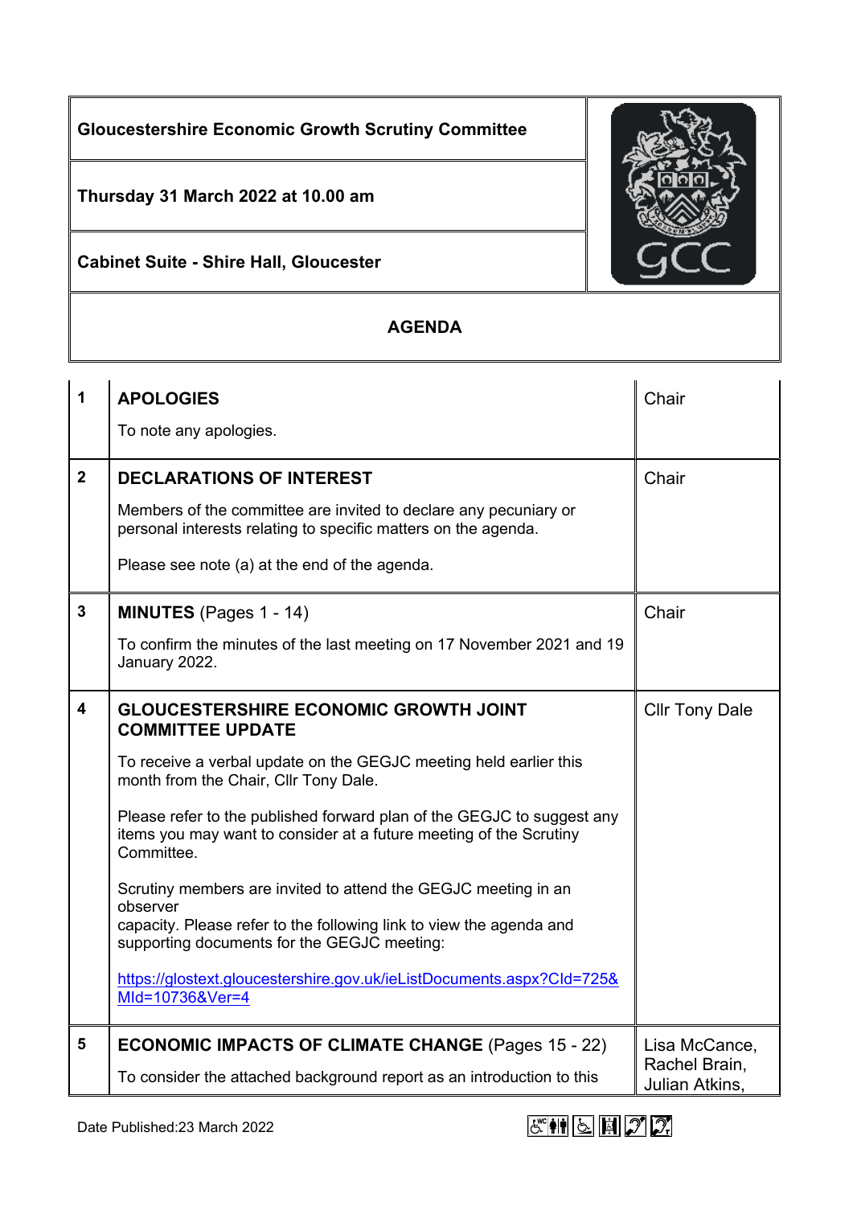# Gloucestershire Economic Growth Scrutiny Committee

**Thursday 31 March 2022 at 10.00 am**

**Cabinet Suite - Shire Hall, Gloucester**

## AGENDA

| | | |
|---|---|---|
| **1** | **APOLOGIES**<br><br>To note any apologies. | Chair |
| **2** | **DECLARATIONS OF INTEREST**<br><br>Members of the committee are invited to declare any pecuniary or personal interests relating to specific matters on the agenda.<br><br>Please see note (a) at the end of the agenda. | Chair |
| **3** | **MINUTES** (Pages 1 - 14)<br><br>To confirm the minutes of the last meeting on 17 November 2021 and 19 January 2022. | Chair |
| **4** | **GLOUCESTERSHIRE ECONOMIC GROWTH JOINT COMMITTEE UPDATE**<br><br>To receive a verbal update on the GEGJC meeting held earlier this month from the Chair, Cllr Tony Dale.<br><br>Please refer to the published forward plan of the GEGJC to suggest any items you may want to consider at a future meeting of the Scrutiny Committee.<br><br>Scrutiny members are invited to attend the GEGJC meeting in an observer capacity. Please refer to the following link to view the agenda and supporting documents for the GEGJC meeting:<br><br>https://glostext.gloucestershire.gov.uk/ieListDocuments.aspx?CId=725&MId=10736&Ver=4 | Cllr Tony Dale |
| **5** | **ECONOMIC IMPACTS OF CLIMATE CHANGE** (Pages 15 - 22)<br><br>To consider the attached background report as an introduction to this | Lisa McCance, Rachel Brain, Julian Atkins, |

Date Published:23 March 2022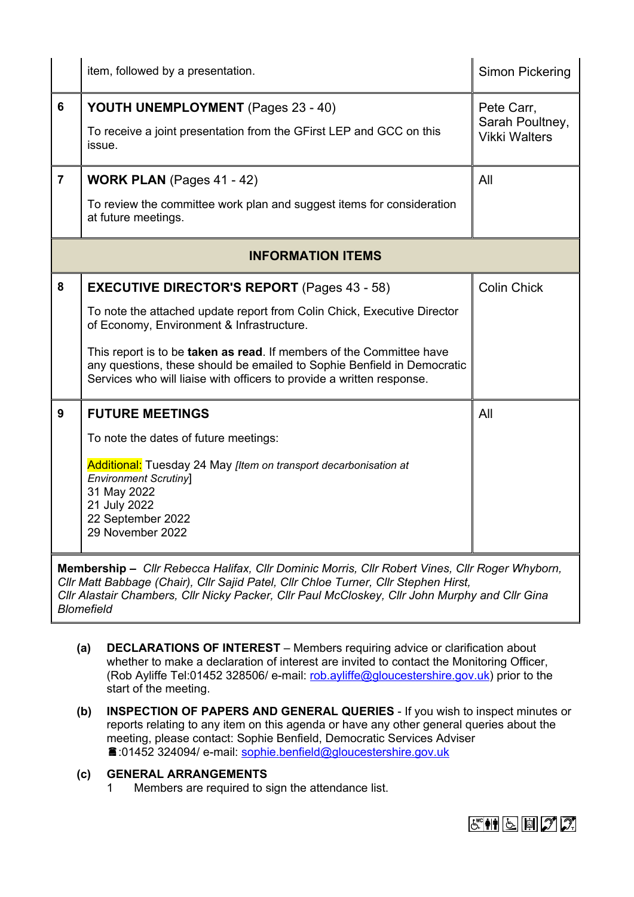|   |   |   |
|---|---|---|
|   | item, followed by a presentation. | Simon Pickering |
| 6 | **YOUTH UNEMPLOYMENT** (Pages 23 - 40)<br><br>To receive a joint presentation from the GFirst LEP and GCC on this issue. | Pete Carr, Sarah Poultney, Vikki Walters |
| 7 | **WORK PLAN** (Pages 41 - 42)<br><br>To review the committee work plan and suggest items for consideration at future meetings. | All |
| | **INFORMATION ITEMS** | |
| 8 | **EXECUTIVE DIRECTOR'S REPORT** (Pages 43 - 58)<br><br>To note the attached update report from Colin Chick, Executive Director of Economy, Environment & Infrastructure.<br><br>This report is to be **taken as read**. If members of the Committee have any questions, these should be emailed to Sophie Benfield in Democratic Services who will liaise with officers to provide a written response. | Colin Chick |
| 9 | **FUTURE MEETINGS**<br><br>To note the dates of future meetings:<br><br>Additional: Tuesday 24 May *[Item on transport decarbonisation at Environment Scrutiny]*<br>31 May 2022<br>21 July 2022<br>22 September 2022<br>29 November 2022 | All |

**Membership –** *Cllr Rebecca Halifax, Cllr Dominic Morris, Cllr Robert Vines, Cllr Roger Whyborn, Cllr Matt Babbage (Chair), Cllr Sajid Patel, Cllr Chloe Turner, Cllr Stephen Hirst, Cllr Alastair Chambers, Cllr Nicky Packer, Cllr Paul McCloskey, Cllr John Murphy and Cllr Gina Blomefield*

**(a) DECLARATIONS OF INTEREST** – Members requiring advice or clarification about whether to make a declaration of interest are invited to contact the Monitoring Officer, (Rob Ayliffe Tel:01452 328506/ e-mail: rob.ayliffe@gloucestershire.gov.uk) prior to the start of the meeting.

**(b) INSPECTION OF PAPERS AND GENERAL QUERIES** - If you wish to inspect minutes or reports relating to any item on this agenda or have any other general queries about the meeting, please contact: Sophie Benfield, Democratic Services Adviser ☎:01452 324094/ e-mail: sophie.benfield@gloucestershire.gov.uk

**(c) GENERAL ARRANGEMENTS**

1. Members are required to sign the attendance list.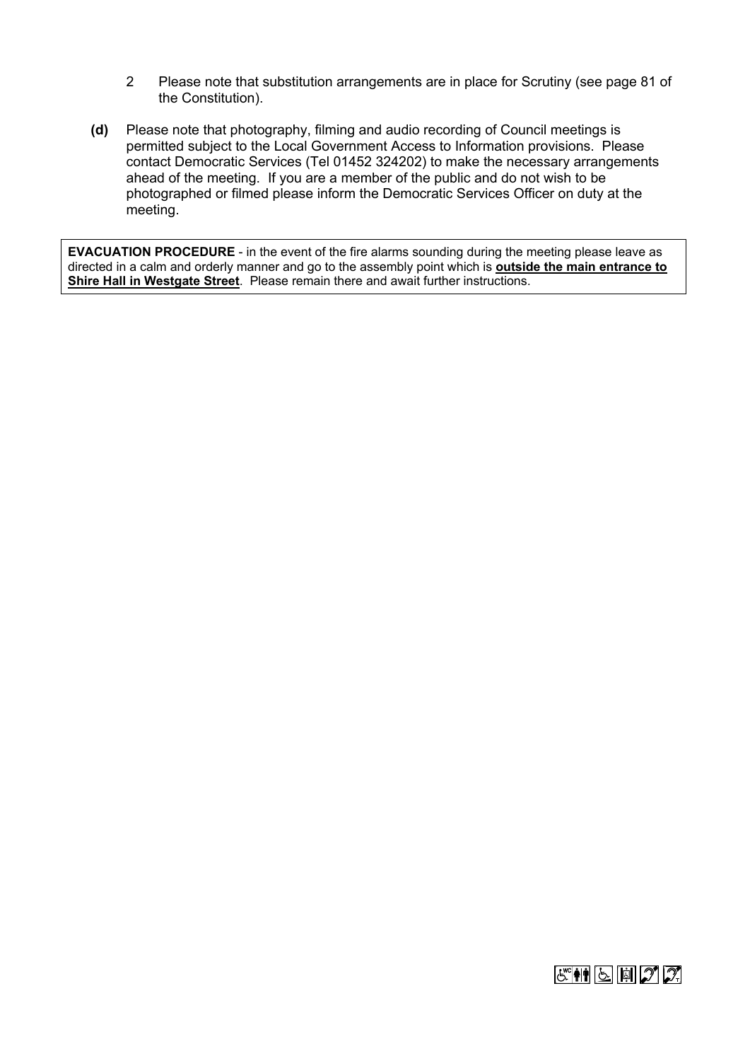2 Please note that substitution arrangements are in place for Scrutiny (see page 81 of the Constitution).

**(d)** Please note that photography, filming and audio recording of Council meetings is permitted subject to the Local Government Access to Information provisions. Please contact Democratic Services (Tel 01452 324202) to make the necessary arrangements ahead of the meeting. If you are a member of the public and do not wish to be photographed or filmed please inform the Democratic Services Officer on duty at the meeting.

**EVACUATION PROCEDURE** - in the event of the fire alarms sounding during the meeting please leave as directed in a calm and orderly manner and go to the assembly point which is **outside the main entrance to Shire Hall in Westgate Street**. Please remain there and await further instructions.